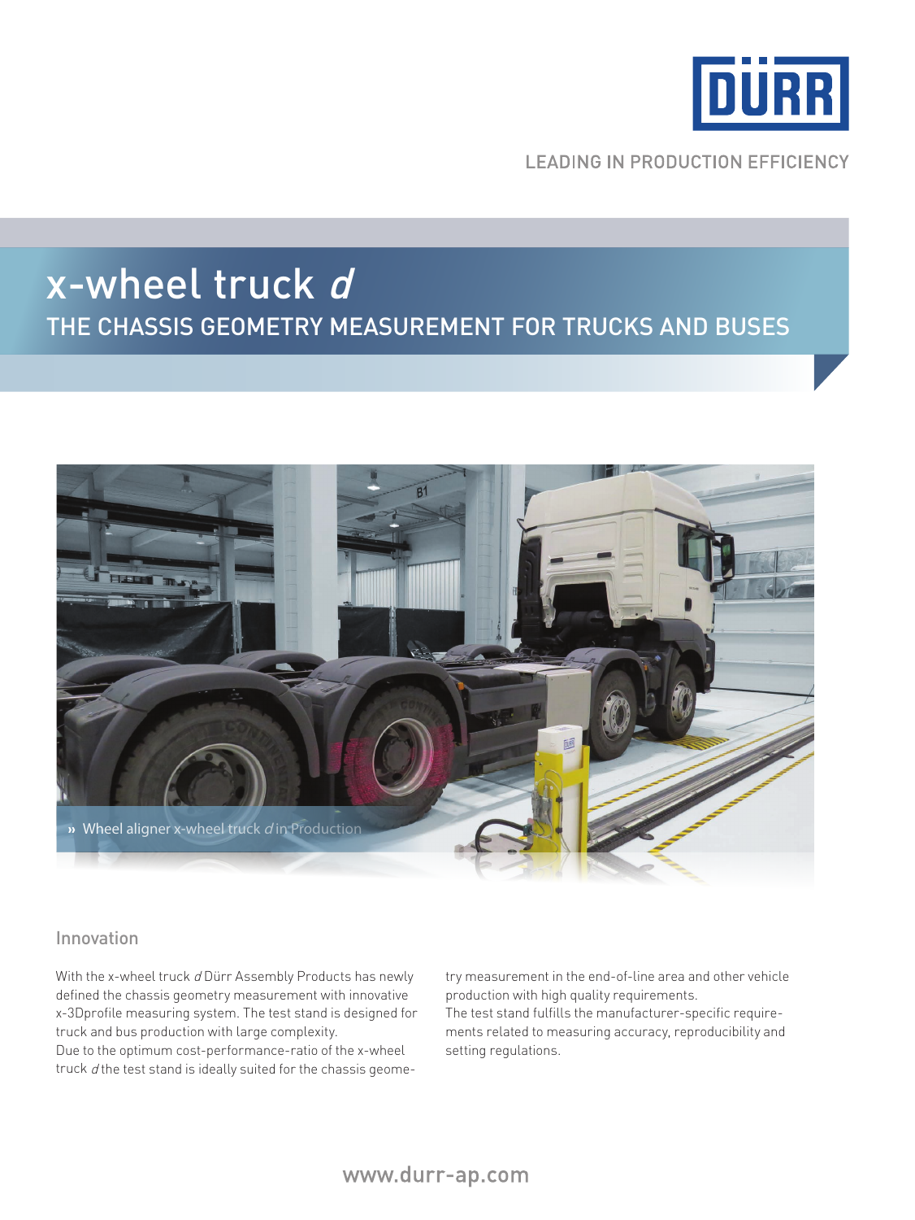LEADING IN PRODUCTION EFFICIENCY

# x-wheel truck *d*

## THE CHASSIS GEOMETRY MEASUREMENT FOR TRUCKS AND BUSES

» Wheel aligner x-wheel truck *d* in Production

### Innovation

With the x-wheel truck *d* Dürr Assembly Products has newly defined the chassis geometry measurement with innovative x-3Dprofile measuring system. The test stand is designed for truck and bus production with large complexity.
Due to the optimum cost-performance-ratio of the x-wheel truck *d* the test stand is ideally suited for the chassis geometry measurement in the end-of-line area and other vehicle production with high quality requirements.
The test stand fulfills the manufacturer-specific requirements related to measuring accuracy, reproducibility and setting regulations.

www.durr-ap.com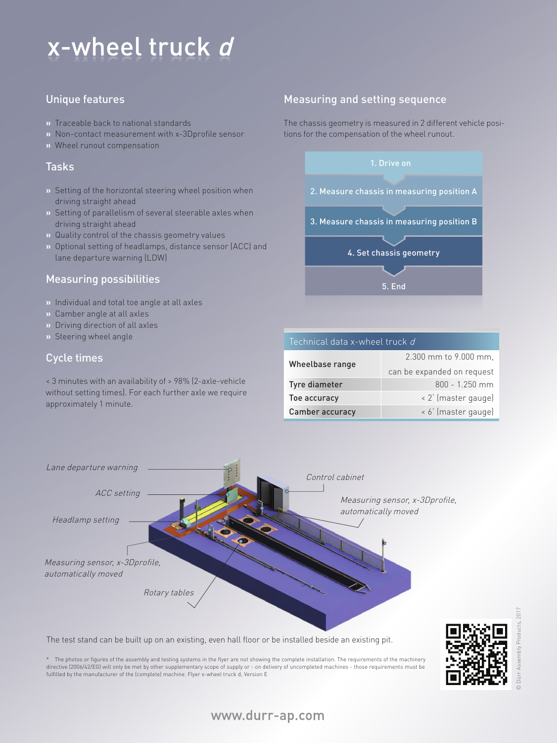# x-wheel truck *d*

## Unique features

- Traceable back to national standards
- Non-contact measurement with x-3Dprofile sensor
- Wheel runout compensation

## Tasks

- Setting of the horizontal steering wheel position when driving straight ahead
- Setting of parallelism of several steerable axles when driving straight ahead
- Quality control of the chassis geometry values
- Optional setting of headlamps, distance sensor (ACC) and lane departure warning (LDW)

## Measuring possibilities

- Individual and total toe angle at all axles
- Camber angle at all axles
- Driving direction of all axles
- Steering wheel angle

## Cycle times

< 3 minutes with an availability of > 98% (2-axle-vehicle without setting times). For each further axle we require approximately 1 minute.

## Measuring and setting sequence

The chassis geometry is measured in 2 different vehicle positions for the compensation of the wheel runout.

1. Drive on
2. Measure chassis in measuring position A
3. Measure chassis in measuring position B
4. Set chassis geometry
5. End

| Technical data x-wheel truck *d* | |
|---|---|
| Wheelbase range | 2.300 mm to 9.000 mm, can be expanded on request |
| Tyre diameter | 800 - 1.250 mm |
| Toe accuracy | < 2' (master gauge) |
| Camber accuracy | < 6' (master gauge) |

*Lane departure warning*

*ACC setting*

*Headlamp setting*

*Measuring sensor, x-3Dprofile, automatically moved*

*Rotary tables*

*Control cabinet*

*Measuring sensor, x-3Dprofile, automatically moved*

The test stand can be built up on an existing, even hall floor or be installed beside an existing pit.

\* The photos or figures of the assembly and testing systems in the flyer are not showing the complete installation. The requirements of the machinery directive (2006/42/EG) will only be met by other supplementary scope of supply or - on delivery of uncompleted machines - those requirements must be fulfilled by the manufacturer of the (complete) machine. Flyer x-wheel truck d, Version E

© Dürr Assembly Products, 2017

www.durr-ap.com